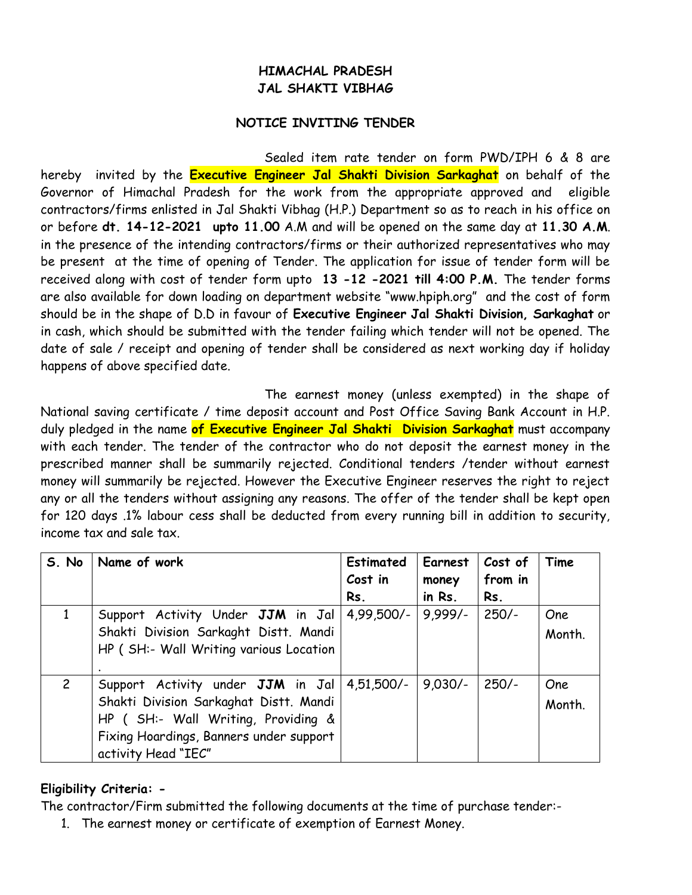**HIMACHAL PRADESH**
**JAL SHAKTI VIBHAG**

**NOTICE INVITING TENDER**

Sealed item rate tender on form PWD/IPH 6 & 8 are hereby invited by the **Executive Engineer Jal Shakti Division Sarkaghat** on behalf of the Governor of Himachal Pradesh for the work from the appropriate approved and eligible contractors/firms enlisted in Jal Shakti Vibhag (H.P.) Department so as to reach in his office on or before **dt. 14-12-2021 upto 11.00** A.M and will be opened on the same day at **11.30 A.M**. in the presence of the intending contractors/firms or their authorized representatives who may be present at the time of opening of Tender. The application for issue of tender form will be received along with cost of tender form upto **13 -12 -2021 till 4:00 P.M.** The tender forms are also available for down loading on department website "www.hpiph.org" and the cost of form should be in the shape of D.D in favour of **Executive Engineer Jal Shakti Division, Sarkaghat** or in cash, which should be submitted with the tender failing which tender will not be opened. The date of sale / receipt and opening of tender shall be considered as next working day if holiday happens of above specified date.

The earnest money (unless exempted) in the shape of National saving certificate / time deposit account and Post Office Saving Bank Account in H.P. duly pledged in the name **of Executive Engineer Jal Shakti Division Sarkaghat** must accompany with each tender. The tender of the contractor who do not deposit the earnest money in the prescribed manner shall be summarily rejected. Conditional tenders /tender without earnest money will summarily be rejected. However the Executive Engineer reserves the right to reject any or all the tenders without assigning any reasons. The offer of the tender shall be kept open for 120 days .1% labour cess shall be deducted from every running bill in addition to security, income tax and sale tax.

| S. No | Name of work | Estimated Cost in Rs. | Earnest money in Rs. | Cost of from in Rs. | Time |
|---|---|---|---|---|---|
| 1 | Support Activity Under **JJM** in Jal Shakti Division Sarkaght Distt. Mandi HP ( SH:- Wall Writing various Location . | 4,99,500/- | 9,999/- | 250/- | One Month. |
| 2 | Support Activity under **JJM** in Jal Shakti Division Sarkaghat Distt. Mandi HP ( SH:- Wall Writing, Providing & Fixing Hoardings, Banners under support activity Head "IEC" | 4,51,500/- | 9,030/- | 250/- | One Month. |

**Eligibility Criteria: -**

The contractor/Firm submitted the following documents at the time of purchase tender:-

1. The earnest money or certificate of exemption of Earnest Money.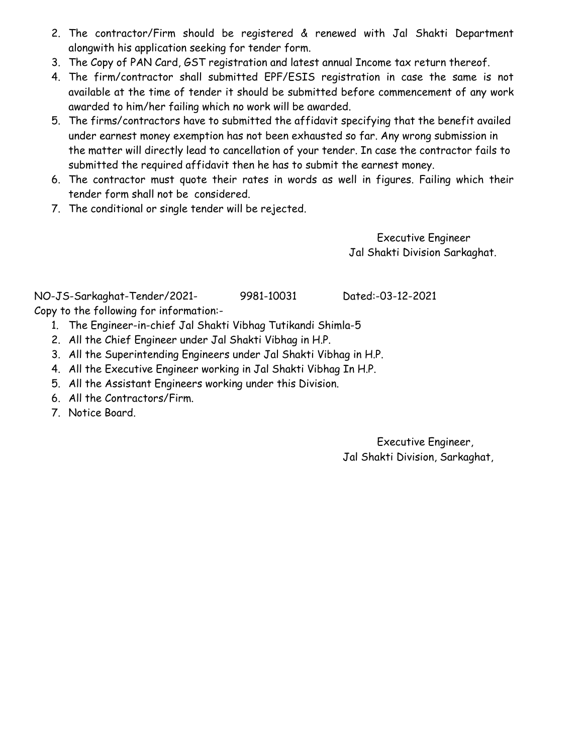2. The contractor/Firm should be registered & renewed with Jal Shakti Department alongwith his application seeking for tender form.
3. The Copy of PAN Card, GST registration and latest annual Income tax return thereof.
4. The firm/contractor shall submitted EPF/ESIS registration in case the same is not available at the time of tender it should be submitted before commencement of any work awarded to him/her failing which no work will be awarded.
5. The firms/contractors have to submitted the affidavit specifying that the benefit availed under earnest money exemption has not been exhausted so far. Any wrong submission in the matter will directly lead to cancellation of your tender. In case the contractor fails to submitted the required affidavit then he has to submit the earnest money.
6. The contractor must quote their rates in words as well in figures. Failing which their tender form shall not be considered.
7. The conditional or single tender will be rejected.

Executive Engineer
Jal Shakti Division Sarkaghat.

NO-JS-Sarkaghat-Tender/2021- 9981-10031 Dated:-03-12-2021

Copy to the following for information:-

1. The Engineer-in-chief Jal Shakti Vibhag Tutikandi Shimla-5
2. All the Chief Engineer under Jal Shakti Vibhag in H.P.
3. All the Superintending Engineers under Jal Shakti Vibhag in H.P.
4. All the Executive Engineer working in Jal Shakti Vibhag In H.P.
5. All the Assistant Engineers working under this Division.
6. All the Contractors/Firm.
7. Notice Board.

Executive Engineer,
Jal Shakti Division, Sarkaghat,